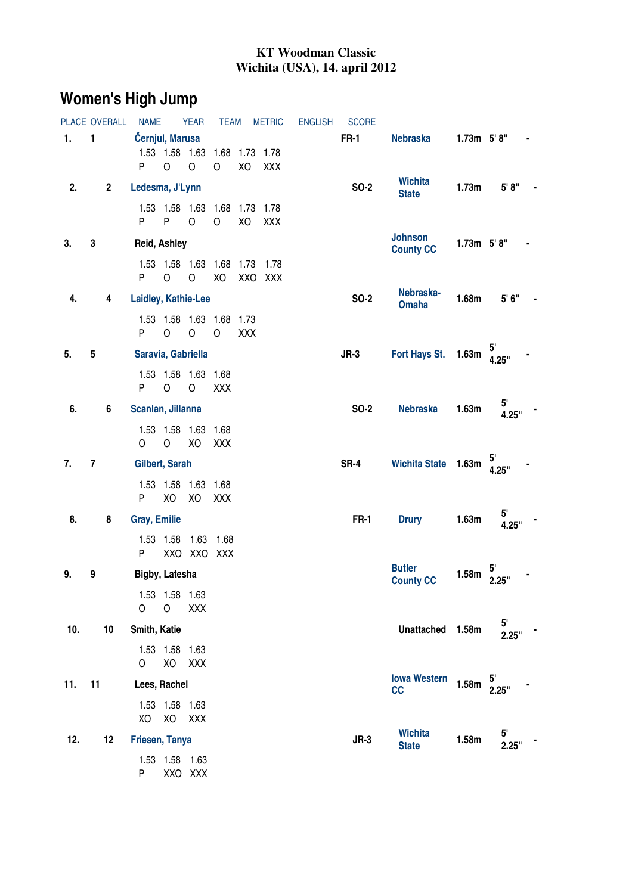**KT Woodman Classic**
**Wichita (USA), 14. april 2012**

# Women's High Jump

| PLACE | OVERALL | NAME | YEAR | TEAM | METRIC | ENGLISH | SCORE |
|---|---|---|---|---|---|---|---|
| 1. | 1 | Černjul, Marusa | FR-1 | Nebraska | 1.73m | 5' 8" | - |
| | | 1.53 1.58 1.63 1.68 1.73 1.78<br>P O O O XO XXX | | | | | |
| 2. | 2 | Ledesma, J'Lynn | SO-2 | Wichita State | 1.73m | 5' 8" | - |
| | | 1.53 1.58 1.63 1.68 1.73 1.78<br>P P O O XO XXX | | | | | |
| 3. | 3 | Reid, Ashley | | Johnson County CC | 1.73m | 5' 8" | - |
| | | 1.53 1.58 1.63 1.68 1.73 1.78<br>P O O XO XXO XXX | | | | | |
| 4. | 4 | Laidley, Kathie-Lee | SO-2 | Nebraska-Omaha | 1.68m | 5' 6" | - |
| | | 1.53 1.58 1.63 1.68 1.73<br>P O O O XXX | | | | | |
| 5. | 5 | Saravia, Gabriella | JR-3 | Fort Hays St. | 1.63m | 5' 4.25" | - |
| | | 1.53 1.58 1.63 1.68<br>P O O XXX | | | | | |
| 6. | 6 | Scanlan, Jillanna | SO-2 | Nebraska | 1.63m | 5' 4.25" | - |
| | | 1.53 1.58 1.63 1.68<br>O O XO XXX | | | | | |
| 7. | 7 | Gilbert, Sarah | SR-4 | Wichita State | 1.63m | 5' 4.25" | - |
| | | 1.53 1.58 1.63 1.68<br>P XO XO XXX | | | | | |
| 8. | 8 | Gray, Emilie | FR-1 | Drury | 1.63m | 5' 4.25" | - |
| | | 1.53 1.58 1.63 1.68<br>P XXO XXO XXX | | | | | |
| 9. | 9 | Bigby, Latesha | | Butler County CC | 1.58m | 5' 2.25" | - |
| | | 1.53 1.58 1.63<br>O O XXX | | | | | |
| 10. | 10 | Smith, Katie | | Unattached | 1.58m | 5' 2.25" | - |
| | | 1.53 1.58 1.63<br>O XO XXX | | | | | |
| 11. | 11 | Lees, Rachel | | Iowa Western CC | 1.58m | 5' 2.25" | - |
| | | 1.53 1.58 1.63<br>XO XO XXX | | | | | |
| 12. | 12 | Friesen, Tanya | JR-3 | Wichita State | 1.58m | 5' 2.25" | - |
| | | 1.53 1.58 1.63<br>P XXO XXX | | | | | |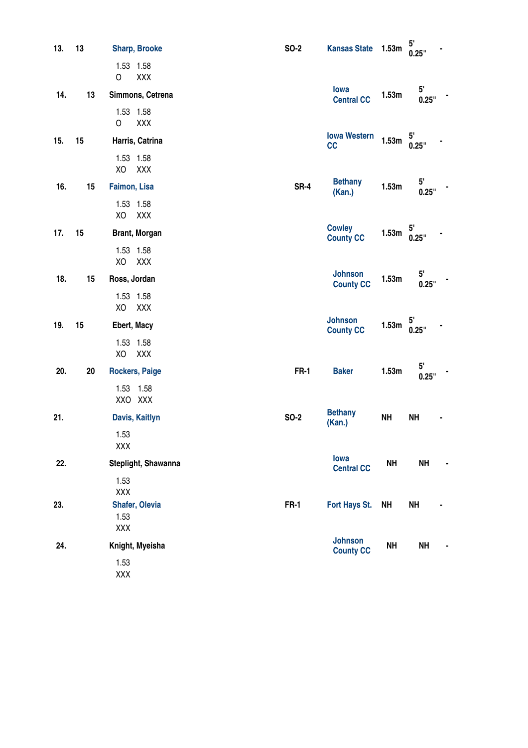| Place | Seed | Name | Year | School | Mark | Imperial | Points |
|---|---|---|---|---|---|---|---|
| 13. | 13 | Sharp, Brooke | SO-2 | Kansas State | 1.53m | 5' 0.25" | - |
| | | 1.53 1.58<br>O XXX | | | | | |
| 14. | 13 | Simmons, Cetrena | | Iowa Central CC | 1.53m | 5' 0.25" | - |
| | | 1.53 1.58<br>O XXX | | | | | |
| 15. | 15 | Harris, Catrina | | Iowa Western CC | 1.53m | 5' 0.25" | - |
| | | 1.53 1.58<br>XO XXX | | | | | |
| 16. | 15 | Faimon, Lisa | SR-4 | Bethany (Kan.) | 1.53m | 5' 0.25" | - |
| | | 1.53 1.58<br>XO XXX | | | | | |
| 17. | 15 | Brant, Morgan | | Cowley County CC | 1.53m | 5' 0.25" | - |
| | | 1.53 1.58<br>XO XXX | | | | | |
| 18. | 15 | Ross, Jordan | | Johnson County CC | 1.53m | 5' 0.25" | - |
| | | 1.53 1.58<br>XO XXX | | | | | |
| 19. | 15 | Ebert, Macy | | Johnson County CC | 1.53m | 5' 0.25" | - |
| | | 1.53 1.58<br>XO XXX | | | | | |
| 20. | 20 | Rockers, Paige | FR-1 | Baker | 1.53m | 5' 0.25" | - |
| | | 1.53 1.58<br>XXO XXX | | | | | |
| 21. | | Davis, Kaitlyn | SO-2 | Bethany (Kan.) | NH | NH | - |
| | | 1.53<br>XXX | | | | | |
| 22. | | Steplight, Shawanna | | Iowa Central CC | NH | NH | - |
| | | 1.53<br>XXX | | | | | |
| 23. | | Shafer, Olevia | FR-1 | Fort Hays St. | NH | NH | - |
| | | 1.53<br>XXX | | | | | |
| 24. | | Knight, Myeisha | | Johnson County CC | NH | NH | - |
| | | 1.53<br>XXX | | | | | |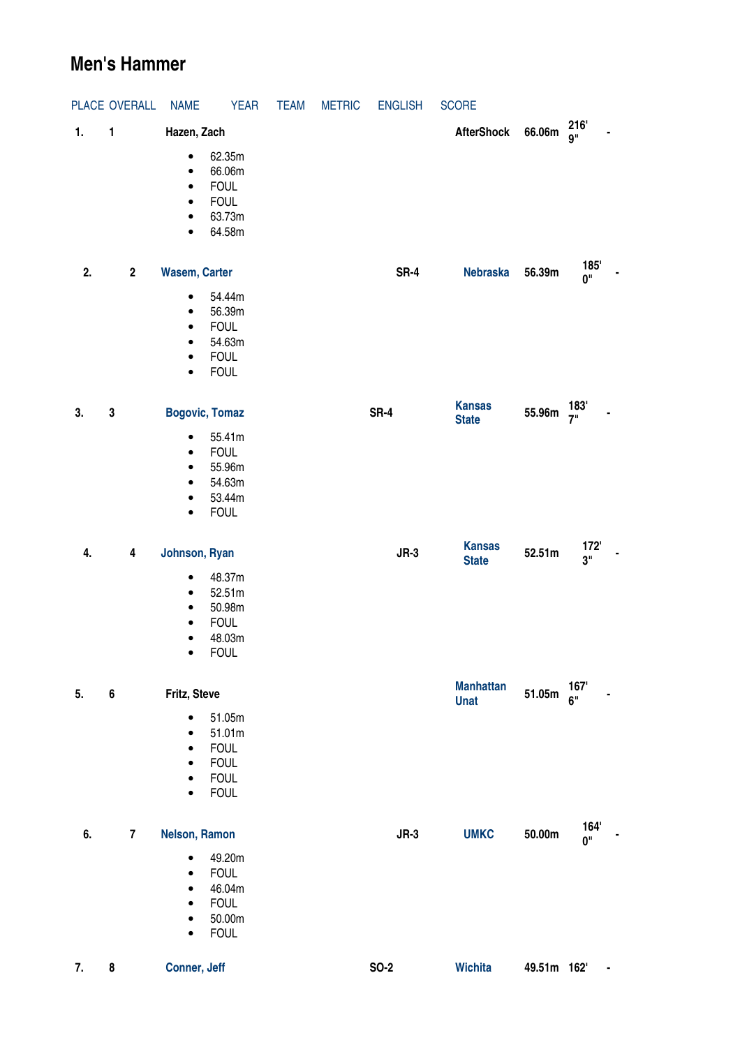# Men's Hammer

| PLACE | OVERALL | NAME | YEAR | TEAM | METRIC | ENGLISH | SCORE |
|---|---|---|---|---|---|---|---|
| 1. | 1 | Hazen, Zach | | AfterShock | 66.06m | 216' 9" | - |

- 62.35m
- 66.06m
- FOUL
- FOUL
- 63.73m
- 64.58m

| PLACE | OVERALL | NAME | YEAR | TEAM | METRIC | ENGLISH | SCORE |
|---|---|---|---|---|---|---|---|
| 2. | 2 | Wasem, Carter | SR-4 | Nebraska | 56.39m | 185' 0" | - |

- 54.44m
- 56.39m
- FOUL
- 54.63m
- FOUL
- FOUL

| PLACE | OVERALL | NAME | YEAR | TEAM | METRIC | ENGLISH | SCORE |
|---|---|---|---|---|---|---|---|
| 3. | 3 | Bogovic, Tomaz | SR-4 | Kansas State | 55.96m | 183' 7" | - |

- 55.41m
- FOUL
- 55.96m
- 54.63m
- 53.44m
- FOUL

| PLACE | OVERALL | NAME | YEAR | TEAM | METRIC | ENGLISH | SCORE |
|---|---|---|---|---|---|---|---|
| 4. | 4 | Johnson, Ryan | JR-3 | Kansas State | 52.51m | 172' 3" | - |

- 48.37m
- 52.51m
- 50.98m
- FOUL
- 48.03m
- FOUL

| PLACE | OVERALL | NAME | YEAR | TEAM | METRIC | ENGLISH | SCORE |
|---|---|---|---|---|---|---|---|
| 5. | 6 | Fritz, Steve | | Manhattan Unat | 51.05m | 167' 6" | - |

- 51.05m
- 51.01m
- FOUL
- FOUL
- FOUL
- FOUL

| PLACE | OVERALL | NAME | YEAR | TEAM | METRIC | ENGLISH | SCORE |
|---|---|---|---|---|---|---|---|
| 6. | 7 | Nelson, Ramon | JR-3 | UMKC | 50.00m | 164' 0" | - |

- 49.20m
- FOUL
- 46.04m
- FOUL
- 50.00m
- FOUL

| PLACE | OVERALL | NAME | YEAR | TEAM | METRIC | ENGLISH | SCORE |
|---|---|---|---|---|---|---|---|
| 7. | 8 | Conner, Jeff | SO-2 | Wichita | 49.51m | 162' | - |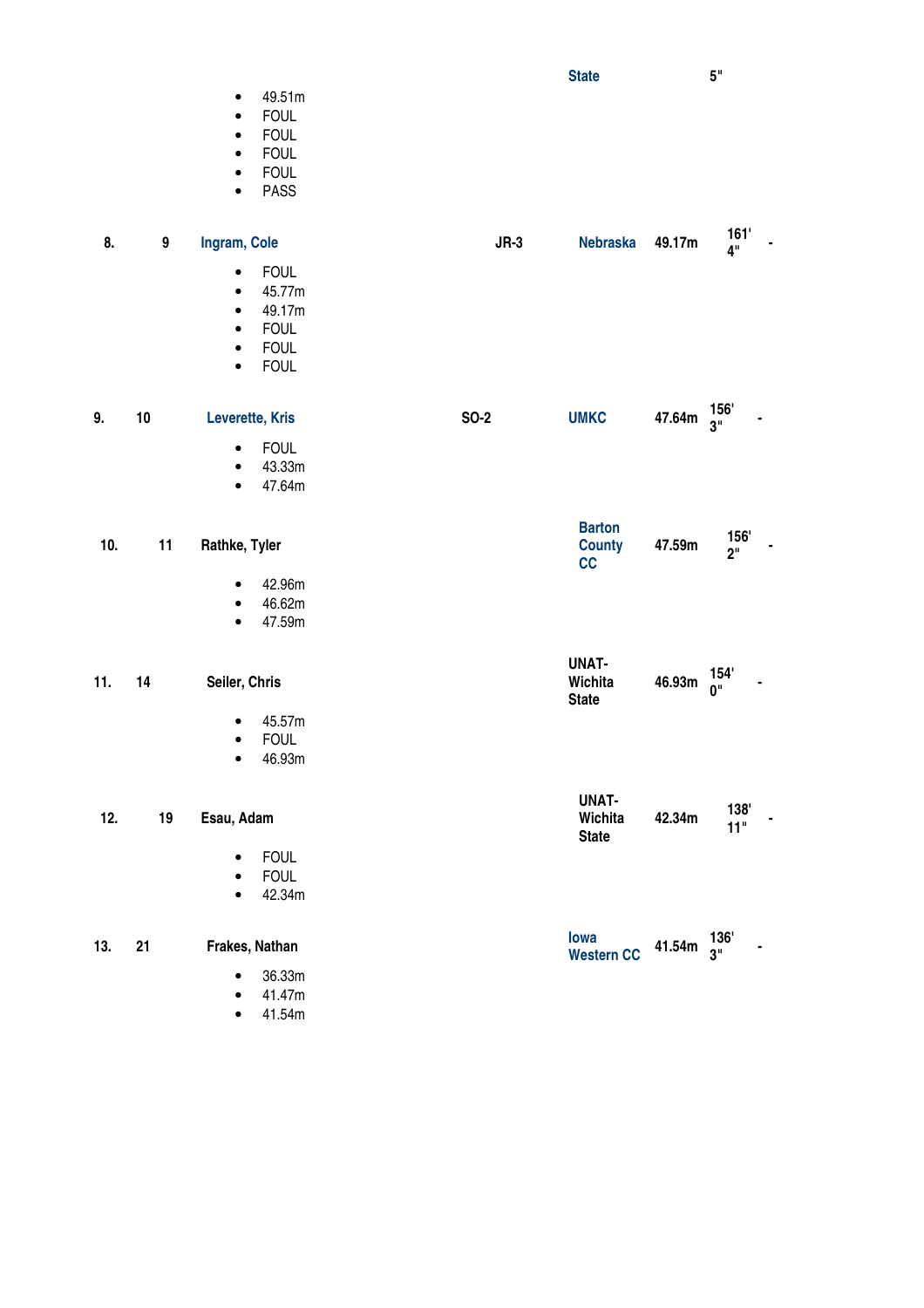State 5"

- 49.51m
- FOUL
- FOUL
- FOUL
- FOUL
- PASS

| | | | | | | | |
|---|---|---|---|---|---|---|---|
| 8. | 9 | Ingram, Cole | JR-3 | Nebraska | 49.17m | 161' 4" | - |

- FOUL
- 45.77m
- 49.17m
- FOUL
- FOUL
- FOUL

| | | | | | | | |
|---|---|---|---|---|---|---|---|
| 9. | 10 | Leverette, Kris | SO-2 | UMKC | 47.64m | 156' 3" | - |

- FOUL
- 43.33m
- 47.64m

| | | | | | | | |
|---|---|---|---|---|---|---|---|
| 10. | 11 | Rathke, Tyler | | Barton County CC | 47.59m | 156' 2" | - |

- 42.96m
- 46.62m
- 47.59m

| | | | | | | | |
|---|---|---|---|---|---|---|---|
| 11. | 14 | Seiler, Chris | | UNAT-Wichita State | 46.93m | 154' 0" | - |

- 45.57m
- FOUL
- 46.93m

| | | | | | | | |
|---|---|---|---|---|---|---|---|
| 12. | 19 | Esau, Adam | | UNAT-Wichita State | 42.34m | 138' 11" | - |

- FOUL
- FOUL
- 42.34m

| | | | | | | | |
|---|---|---|---|---|---|---|---|
| 13. | 21 | Frakes, Nathan | | Iowa Western CC | 41.54m | 136' 3" | - |

- 36.33m
- 41.47m
- 41.54m